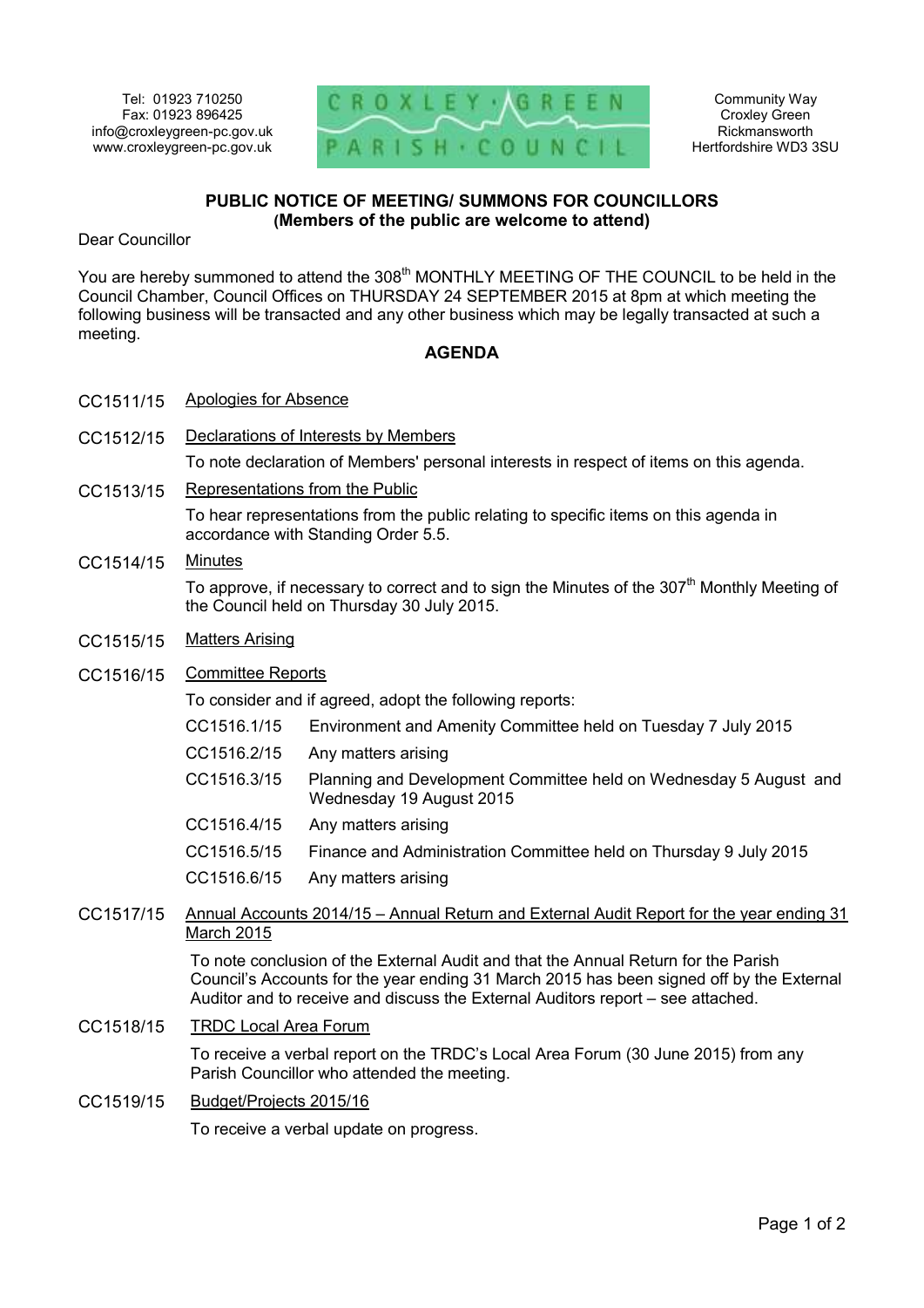Tel: 01923 710250
Fax: 01923 896425
info@croxleygreen-pc.gov.uk
www.croxleygreen-pc.gov.uk

CROXLEY · GREEN
PARISH · COUNCIL

Community Way
Croxley Green
Rickmansworth
Hertfordshire WD3 3SU

## PUBLIC NOTICE OF MEETING/ SUMMONS FOR COUNCILLORS
**(Members of the public are welcome to attend)**

Dear Councillor

You are hereby summoned to attend the 308th MONTHLY MEETING OF THE COUNCIL to be held in the Council Chamber, Council Offices on THURSDAY 24 SEPTEMBER 2015 at 8pm at which meeting the following business will be transacted and any other business which may be legally transacted at such a meeting.

## AGENDA

CC1511/15 Apologies for Absence

CC1512/15 Declarations of Interests by Members

To note declaration of Members' personal interests in respect of items on this agenda.

CC1513/15 Representations from the Public

To hear representations from the public relating to specific items on this agenda in accordance with Standing Order 5.5.

CC1514/15 Minutes

To approve, if necessary to correct and to sign the Minutes of the 307th Monthly Meeting of the Council held on Thursday 30 July 2015.

CC1515/15 Matters Arising

CC1516/15 Committee Reports

To consider and if agreed, adopt the following reports:

- CC1516.1/15 Environment and Amenity Committee held on Tuesday 7 July 2015
- CC1516.2/15 Any matters arising
- CC1516.3/15 Planning and Development Committee held on Wednesday 5 August and Wednesday 19 August 2015
- CC1516.4/15 Any matters arising
- CC1516.5/15 Finance and Administration Committee held on Thursday 9 July 2015
- CC1516.6/15 Any matters arising

CC1517/15 Annual Accounts 2014/15 – Annual Return and External Audit Report for the year ending 31 March 2015

To note conclusion of the External Audit and that the Annual Return for the Parish Council's Accounts for the year ending 31 March 2015 has been signed off by the External Auditor and to receive and discuss the External Auditors report – see attached.

CC1518/15 TRDC Local Area Forum

To receive a verbal report on the TRDC's Local Area Forum (30 June 2015) from any Parish Councillor who attended the meeting.

CC1519/15 Budget/Projects 2015/16

To receive a verbal update on progress.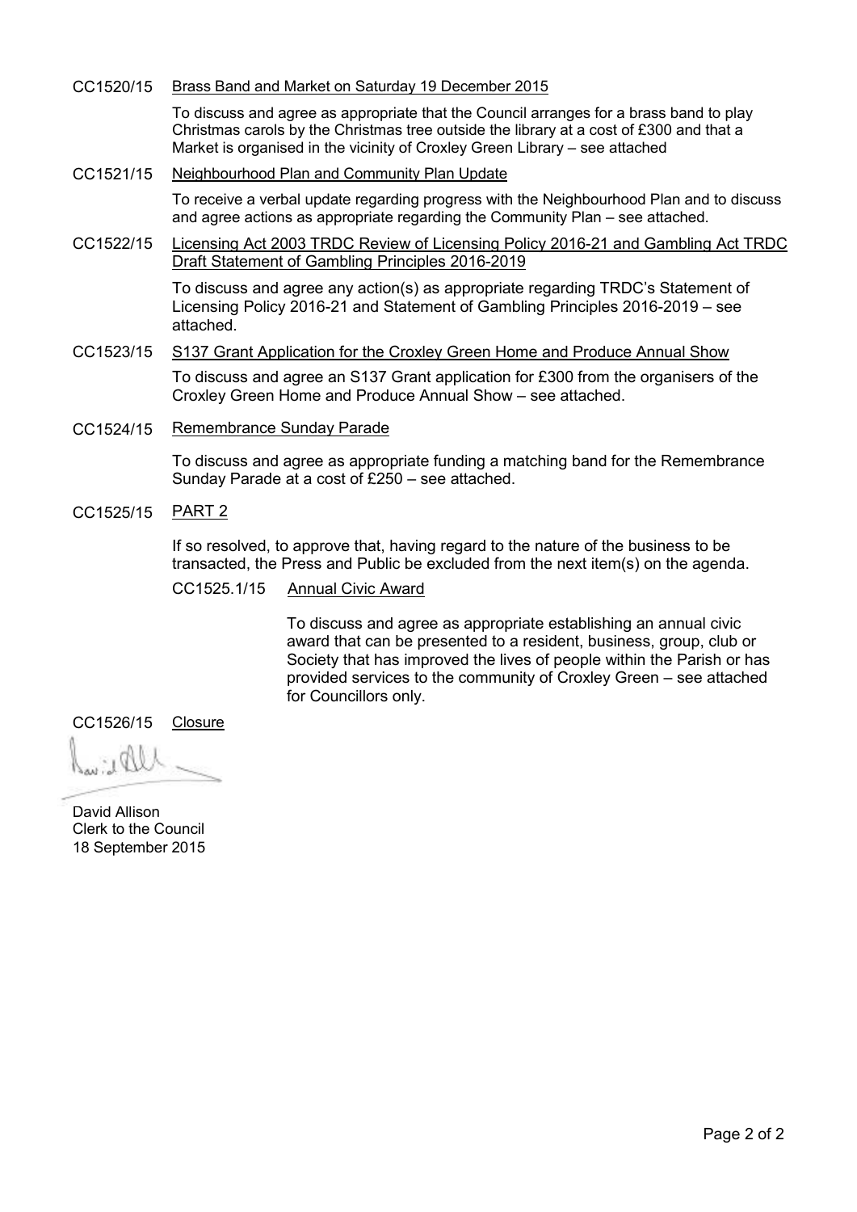CC1520/15 Brass Band and Market on Saturday 19 December 2015

To discuss and agree as appropriate that the Council arranges for a brass band to play Christmas carols by the Christmas tree outside the library at a cost of £300 and that a Market is organised in the vicinity of Croxley Green Library – see attached

CC1521/15 Neighbourhood Plan and Community Plan Update

To receive a verbal update regarding progress with the Neighbourhood Plan and to discuss and agree actions as appropriate regarding the Community Plan – see attached.

CC1522/15 Licensing Act 2003 TRDC Review of Licensing Policy 2016-21 and Gambling Act TRDC Draft Statement of Gambling Principles 2016-2019

To discuss and agree any action(s) as appropriate regarding TRDC's Statement of Licensing Policy 2016-21 and Statement of Gambling Principles 2016-2019 – see attached.

CC1523/15 S137 Grant Application for the Croxley Green Home and Produce Annual Show

To discuss and agree an S137 Grant application for £300 from the organisers of the Croxley Green Home and Produce Annual Show – see attached.

CC1524/15 Remembrance Sunday Parade

To discuss and agree as appropriate funding a matching band for the Remembrance Sunday Parade at a cost of £250 – see attached.

CC1525/15 PART 2

If so resolved, to approve that, having regard to the nature of the business to be transacted, the Press and Public be excluded from the next item(s) on the agenda.

CC1525.1/15 Annual Civic Award

To discuss and agree as appropriate establishing an annual civic award that can be presented to a resident, business, group, club or Society that has improved the lives of people within the Parish or has provided services to the community of Croxley Green – see attached for Councillors only.

CC1526/15 Closure

David Allison
Clerk to the Council
18 September 2015